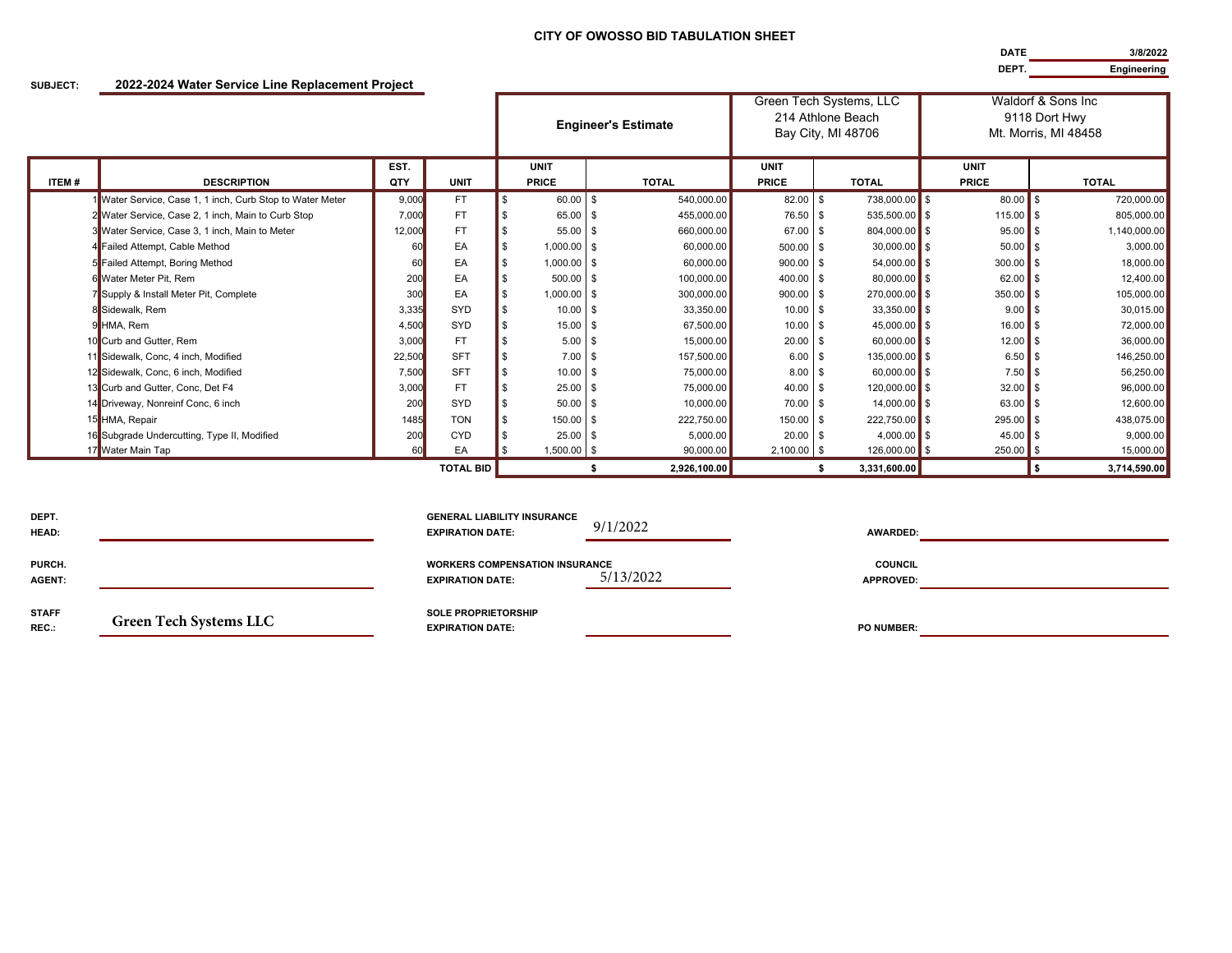# CITY OF OWOSSO BID TABULATION SHEET

**DATE** 3/8/2022
**DEPT.** Engineering

**SUBJECT:** 2022-2024 Water Service Line Replacement Project

| | | | | Engineer's Estimate | | Green Tech Systems, LLC 214 Athlone Beach Bay City, MI 48706 | | Waldorf & Sons Inc 9118 Dort Hwy Mt. Morris, MI 48458 | |
|---|---|---|---|---|---|---|---|---|---|
| ITEM # | DESCRIPTION | EST. QTY | UNIT | UNIT PRICE | TOTAL | UNIT PRICE | TOTAL | UNIT PRICE | TOTAL |
| 1 | Water Service, Case 1, 1 inch, Curb Stop to Water Meter | 9,000 | FT | $ 60.00 | $ 540,000.00 | 82.00 | $ 738,000.00 | $ 80.00 | $ 720,000.00 |
| 2 | Water Service, Case 2, 1 inch, Main to Curb Stop | 7,000 | FT | $ 65.00 | $ 455,000.00 | 76.50 | $ 535,500.00 | $ 115.00 | $ 805,000.00 |
| 3 | Water Service, Case 3, 1 inch, Main to Meter | 12,000 | FT | $ 55.00 | $ 660,000.00 | 67.00 | $ 804,000.00 | $ 95.00 | $ 1,140,000.00 |
| 4 | Failed Attempt, Cable Method | 60 | EA | $ 1,000.00 | $ 60,000.00 | 500.00 | $ 30,000.00 | $ 50.00 | $ 3,000.00 |
| 5 | Failed Attempt, Boring Method | 60 | EA | $ 1,000.00 | $ 60,000.00 | 900.00 | $ 54,000.00 | $ 300.00 | $ 18,000.00 |
| 6 | Water Meter Pit, Rem | 200 | EA | $ 500.00 | $ 100,000.00 | 400.00 | $ 80,000.00 | $ 62.00 | $ 12,400.00 |
| 7 | Supply & Install Meter Pit, Complete | 300 | EA | $ 1,000.00 | $ 300,000.00 | 900.00 | $ 270,000.00 | $ 350.00 | $ 105,000.00 |
| 8 | Sidewalk, Rem | 3,335 | SYD | $ 10.00 | $ 33,350.00 | 10.00 | $ 33,350.00 | $ 9.00 | $ 30,015.00 |
| 9 | HMA, Rem | 4,500 | SYD | $ 15.00 | $ 67,500.00 | 10.00 | $ 45,000.00 | $ 16.00 | $ 72,000.00 |
| 10 | Curb and Gutter, Rem | 3,000 | FT | $ 5.00 | $ 15,000.00 | 20.00 | $ 60,000.00 | $ 12.00 | $ 36,000.00 |
| 11 | Sidewalk, Conc, 4 inch, Modified | 22,500 | SFT | $ 7.00 | $ 157,500.00 | 6.00 | $ 135,000.00 | $ 6.50 | $ 146,250.00 |
| 12 | Sidewalk, Conc, 6 inch, Modified | 7,500 | SFT | $ 10.00 | $ 75,000.00 | 8.00 | $ 60,000.00 | $ 7.50 | $ 56,250.00 |
| 13 | Curb and Gutter, Conc, Det F4 | 3,000 | FT | $ 25.00 | $ 75,000.00 | 40.00 | $ 120,000.00 | $ 32.00 | $ 96,000.00 |
| 14 | Driveway, Nonreinf Conc, 6 inch | 200 | SYD | $ 50.00 | $ 10,000.00 | 70.00 | $ 14,000.00 | $ 63.00 | $ 12,600.00 |
| 15 | HMA, Repair | 1485 | TON | $ 150.00 | $ 222,750.00 | 150.00 | $ 222,750.00 | $ 295.00 | $ 438,075.00 |
| 16 | Subgrade Undercutting, Type II, Modified | 200 | CYD | $ 25.00 | $ 5,000.00 | 20.00 | $ 4,000.00 | $ 45.00 | $ 9,000.00 |
| 17 | Water Main Tap | 60 | EA | $ 1,500.00 | $ 90,000.00 | 2,100.00 | $ 126,000.00 | $ 250.00 | $ 15,000.00 |
| | | | **TOTAL BID** | | **$ 2,926,100.00** | | **$ 3,331,600.00** | | **$ 3,714,590.00** |

**DEPT. HEAD:**

**GENERAL LIABILITY INSURANCE EXPIRATION DATE:** 9/1/2022

**AWARDED:**

**PURCH. AGENT:**

**WORKERS COMPENSATION INSURANCE EXPIRATION DATE:** 5/13/2022

**COUNCIL APPROVED:**

**STAFF REC.:** Green Tech Systems LLC

**SOLE PROPRIETORSHIP EXPIRATION DATE:**

**PO NUMBER:**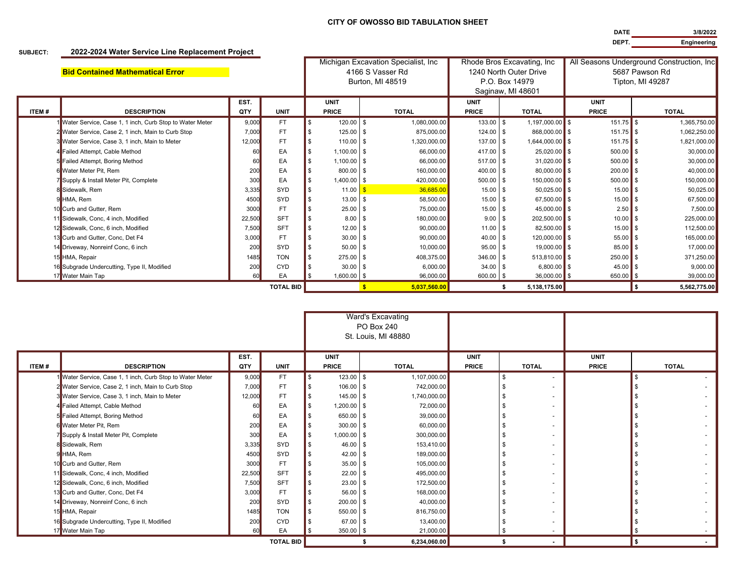**CITY OF OWOSSO BID TABULATION SHEET**

**DATE** 3/8/2022

**DEPT.** Engineering

**SUBJECT:** **2022-2024 Water Service Line Replacement Project**

**Bid Contained Mathematical Error**

| | | | | Michigan Excavation Specialist, Inc 4166 S Vasser Rd Burton, MI 48519 | | Rhode Bros Excavating, Inc 1240 North Outer Drive P.O. Box 14979 Saginaw, MI 48601 | | All Seasons Underground Construction, Inc 5687 Pawson Rd Tipton, MI 49287 | |
|---|---|---|---|---|---|---|---|---|---|
| ITEM # | DESCRIPTION | EST. QTY | UNIT | UNIT PRICE | TOTAL | UNIT PRICE | TOTAL | UNIT PRICE | TOTAL |
| 1 | Water Service, Case 1, 1 inch, Curb Stop to Water Meter | 9,000 | FT | $ 120.00 | $ 1,080,000.00 | 133.00 | $ 1,197,000.00 | $ 151.75 | $ 1,365,750.00 |
| 2 | Water Service, Case 2, 1 inch, Main to Curb Stop | 7,000 | FT | $ 125.00 | $ 875,000.00 | 124.00 | $ 868,000.00 | $ 151.75 | $ 1,062,250.00 |
| 3 | Water Service, Case 3, 1 inch, Main to Meter | 12,000 | FT | $ 110.00 | $ 1,320,000.00 | 137.00 | $ 1,644,000.00 | $ 151.75 | $ 1,821,000.00 |
| 4 | Failed Attempt, Cable Method | 60 | EA | $ 1,100.00 | $ 66,000.00 | 417.00 | $ 25,020.00 | $ 500.00 | $ 30,000.00 |
| 5 | Failed Attempt, Boring Method | 60 | EA | $ 1,100.00 | $ 66,000.00 | 517.00 | $ 31,020.00 | $ 500.00 | $ 30,000.00 |
| 6 | Water Meter Pit, Rem | 200 | EA | $ 800.00 | $ 160,000.00 | 400.00 | $ 80,000.00 | $ 200.00 | $ 40,000.00 |
| 7 | Supply & Install Meter Pit, Complete | 300 | EA | $ 1,400.00 | $ 420,000.00 | 500.00 | $ 150,000.00 | $ 500.00 | $ 150,000.00 |
| 8 | Sidewalk, Rem | 3,335 | SYD | $ 11.00 | $ 36,685.00 | 15.00 | $ 50,025.00 | $ 15.00 | $ 50,025.00 |
| 9 | HMA, Rem | 4500 | SYD | $ 13.00 | $ 58,500.00 | 15.00 | $ 67,500.00 | $ 15.00 | $ 67,500.00 |
| 10 | Curb and Gutter, Rem | 3000 | FT | $ 25.00 | $ 75,000.00 | 15.00 | $ 45,000.00 | $ 2.50 | $ 7,500.00 |
| 11 | Sidewalk, Conc, 4 inch, Modified | 22,500 | SFT | $ 8.00 | $ 180,000.00 | 9.00 | $ 202,500.00 | $ 10.00 | $ 225,000.00 |
| 12 | Sidewalk, Conc, 6 inch, Modified | 7,500 | SFT | $ 12.00 | $ 90,000.00 | 11.00 | $ 82,500.00 | $ 15.00 | $ 112,500.00 |
| 13 | Curb and Gutter, Conc, Det F4 | 3,000 | FT | $ 30.00 | $ 90,000.00 | 40.00 | $ 120,000.00 | $ 55.00 | $ 165,000.00 |
| 14 | Driveway, Nonreinf Conc, 6 inch | 200 | SYD | $ 50.00 | $ 10,000.00 | 95.00 | $ 19,000.00 | $ 85.00 | $ 17,000.00 |
| 15 | HMA, Repair | 1485 | TON | $ 275.00 | $ 408,375.00 | 346.00 | $ 513,810.00 | $ 250.00 | $ 371,250.00 |
| 16 | Subgrade Undercutting, Type II, Modified | 200 | CYD | $ 30.00 | $ 6,000.00 | 34.00 | $ 6,800.00 | $ 45.00 | $ 9,000.00 |
| 17 | Water Main Tap | 60 | EA | $ 1,600.00 | $ 96,000.00 | 600.00 | $ 36,000.00 | $ 650.00 | $ 39,000.00 |
| | | | **TOTAL BID** | | **$ 5,037,560.00** | | **$ 5,138,175.00** | | **$ 5,562,775.00** |

| | | | | Ward's Excavating PO Box 240 St. Louis, MI 48880 | | | | | |
|---|---|---|---|---|---|---|---|---|---|
| ITEM # | DESCRIPTION | EST. QTY | UNIT | UNIT PRICE | TOTAL | UNIT PRICE | TOTAL | UNIT PRICE | TOTAL |
| 1 | Water Service, Case 1, 1 inch, Curb Stop to Water Meter | 9,000 | FT | $ 123.00 | $ 1,107,000.00 | | $ - | | $ - |
| 2 | Water Service, Case 2, 1 inch, Main to Curb Stop | 7,000 | FT | $ 106.00 | $ 742,000.00 | | $ - | | $ - |
| 3 | Water Service, Case 3, 1 inch, Main to Meter | 12,000 | FT | $ 145.00 | $ 1,740,000.00 | | $ - | | $ - |
| 4 | Failed Attempt, Cable Method | 60 | EA | $ 1,200.00 | $ 72,000.00 | | $ - | | $ - |
| 5 | Failed Attempt, Boring Method | 60 | EA | $ 650.00 | $ 39,000.00 | | $ - | | $ - |
| 6 | Water Meter Pit, Rem | 200 | EA | $ 300.00 | $ 60,000.00 | | $ - | | $ - |
| 7 | Supply & Install Meter Pit, Complete | 300 | EA | $ 1,000.00 | $ 300,000.00 | | $ - | | $ - |
| 8 | Sidewalk, Rem | 3,335 | SYD | $ 46.00 | $ 153,410.00 | | $ - | | $ - |
| 9 | HMA, Rem | 4500 | SYD | $ 42.00 | $ 189,000.00 | | $ - | | $ - |
| 10 | Curb and Gutter, Rem | 3000 | FT | $ 35.00 | $ 105,000.00 | | $ - | | $ - |
| 11 | Sidewalk, Conc, 4 inch, Modified | 22,500 | SFT | $ 22.00 | $ 495,000.00 | | $ - | | $ - |
| 12 | Sidewalk, Conc, 6 inch, Modified | 7,500 | SFT | $ 23.00 | $ 172,500.00 | | $ - | | $ - |
| 13 | Curb and Gutter, Conc, Det F4 | 3,000 | FT | $ 56.00 | $ 168,000.00 | | $ - | | $ - |
| 14 | Driveway, Nonreinf Conc, 6 inch | 200 | SYD | $ 200.00 | $ 40,000.00 | | $ - | | $ - |
| 15 | HMA, Repair | 1485 | TON | $ 550.00 | $ 816,750.00 | | $ - | | $ - |
| 16 | Subgrade Undercutting, Type II, Modified | 200 | CYD | $ 67.00 | $ 13,400.00 | | $ - | | $ - |
| 17 | Water Main Tap | 60 | EA | $ 350.00 | $ 21,000.00 | | $ - | | $ - |
| | | | **TOTAL BID** | | **$ 6,234,060.00** | | **$ -** | | **$ -** |